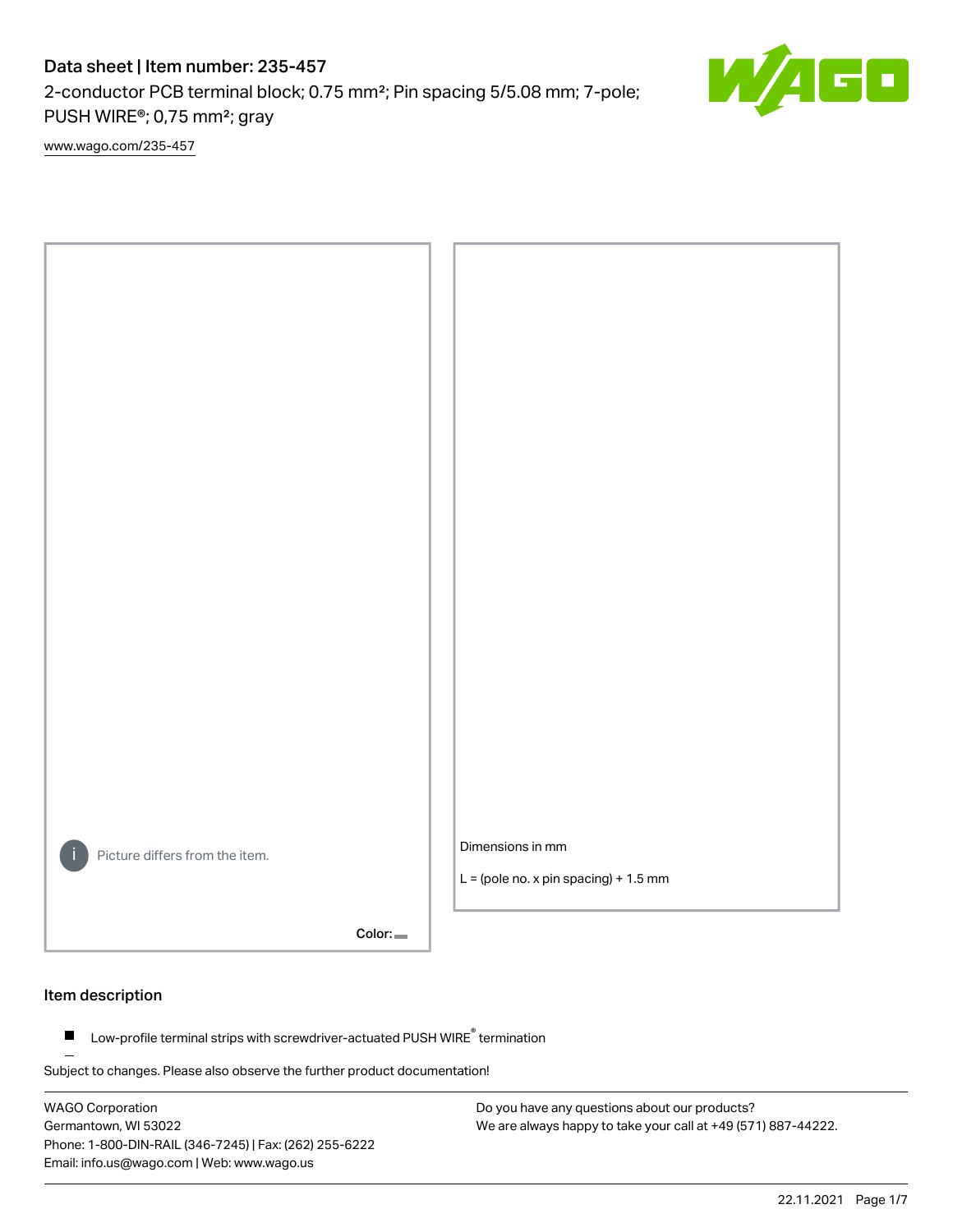# Data sheet | Item number: 235-457

2-conductor PCB terminal block; 0.75 mm²; Pin spacing 5/5.08 mm; 7-pole; PUSH WIRE®; 0,75 mm²; gray

[www.wago.com/235-457](www.wago.com/235-457)

Picture differs from the item.

Color:

Dimensions in mm

L = (pole no. x pin spacing) + 1.5 mm

## Item description

- Low-profile terminal strips with screwdriver-actuated PUSH WIRE® termination

Subject to changes. Please also observe the further product documentation!

WAGO Corporation
Germantown, WI 53022
Phone: 1-800-DIN-RAIL (346-7245) | Fax: (262) 255-6222
Email: info.us@wago.com | Web: www.wago.us

Do you have any questions about our products?
We are always happy to take your call at +49 (571) 887-44222.

22.11.2021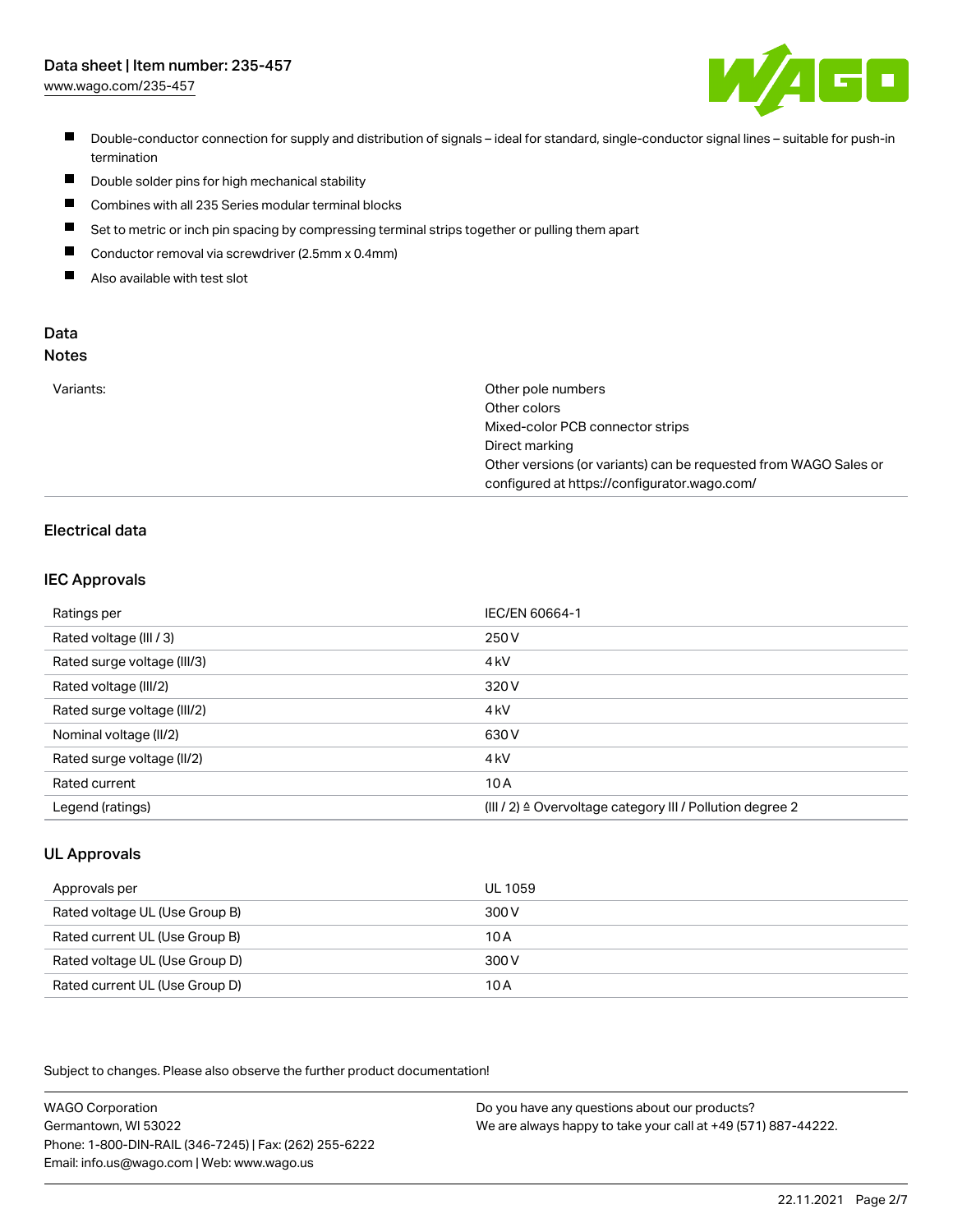- Double-conductor connection for supply and distribution of signals – ideal for standard, single-conductor signal lines – suitable for push-in termination
- Double solder pins for high mechanical stability
- Combines with all 235 Series modular terminal blocks
- Set to metric or inch pin spacing by compressing terminal strips together or pulling them apart
- Conductor removal via screwdriver (2.5mm x 0.4mm)
- Also available with test slot

## Data
### Notes

| | |
|---|---|
| Variants: | Other pole numbers<br>Other colors<br>Mixed-color PCB connector strips<br>Direct marking<br>Other versions (or variants) can be requested from WAGO Sales or configured at https://configurator.wago.com/ |

## Electrical data

### IEC Approvals

| | |
|---|---|
| Ratings per | IEC/EN 60664-1 |
| Rated voltage (III / 3) | 250 V |
| Rated surge voltage (III/3) | 4 kV |
| Rated voltage (III/2) | 320 V |
| Rated surge voltage (III/2) | 4 kV |
| Nominal voltage (II/2) | 630 V |
| Rated surge voltage (II/2) | 4 kV |
| Rated current | 10 A |
| Legend (ratings) | (III / 2) ≙ Overvoltage category III / Pollution degree 2 |

### UL Approvals

| | |
|---|---|
| Approvals per | UL 1059 |
| Rated voltage UL (Use Group B) | 300 V |
| Rated current UL (Use Group B) | 10 A |
| Rated voltage UL (Use Group D) | 300 V |
| Rated current UL (Use Group D) | 10 A |

Subject to changes. Please also observe the further product documentation!

WAGO Corporation
Germantown, WI 53022
Phone: 1-800-DIN-RAIL (346-7245) | Fax: (262) 255-6222
Email: info.us@wago.com | Web: www.wago.us

Do you have any questions about our products?
We are always happy to take your call at +49 (571) 887-44222.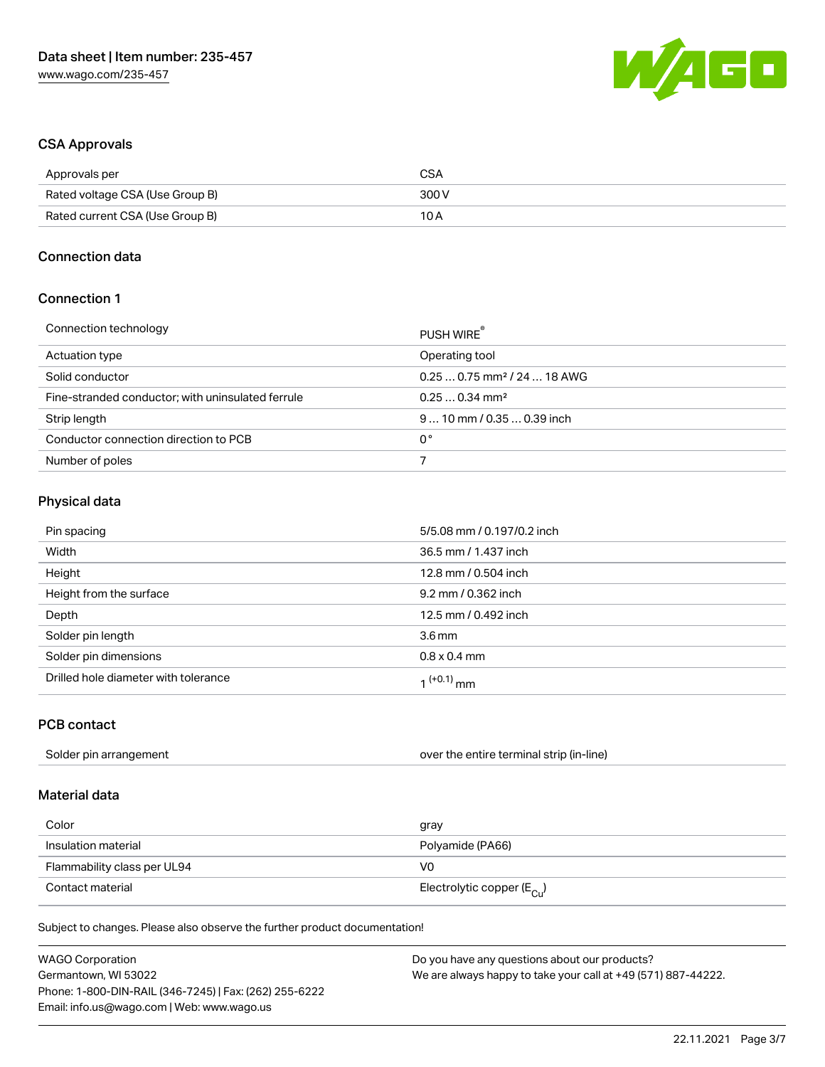## CSA Approvals

| | |
|---|---|
| Approvals per | CSA |
| Rated voltage CSA (Use Group B) | 300 V |
| Rated current CSA (Use Group B) | 10 A |

## Connection data

### Connection 1

| | |
|---|---|
| Connection technology | PUSH WIRE® |
| Actuation type | Operating tool |
| Solid conductor | 0.25 … 0.75 mm² / 24 … 18 AWG |
| Fine-stranded conductor; with uninsulated ferrule | 0.25 … 0.34 mm² |
| Strip length | 9 … 10 mm / 0.35 … 0.39 inch |
| Conductor connection direction to PCB | 0 ° |
| Number of poles | 7 |

## Physical data

| | |
|---|---|
| Pin spacing | 5/5.08 mm / 0.197/0.2 inch |
| Width | 36.5 mm / 1.437 inch |
| Height | 12.8 mm / 0.504 inch |
| Height from the surface | 9.2 mm / 0.362 inch |
| Depth | 12.5 mm / 0.492 inch |
| Solder pin length | 3.6 mm |
| Solder pin dimensions | 0.8 x 0.4 mm |
| Drilled hole diameter with tolerance | $1^{(+0.1)}$ mm |

## PCB contact

| | |
|---|---|
| Solder pin arrangement | over the entire terminal strip (in-line) |

## Material data

| | |
|---|---|
| Color | gray |
| Insulation material | Polyamide (PA66) |
| Flammability class per UL94 | V0 |
| Contact material | Electrolytic copper ($E_{Cu}$) |

Subject to changes. Please also observe the further product documentation!

WAGO Corporation
Germantown, WI 53022
Phone: 1-800-DIN-RAIL (346-7245) | Fax: (262) 255-6222
Email: info.us@wago.com | Web: www.wago.us

Do you have any questions about our products?
We are always happy to take your call at +49 (571) 887-44222.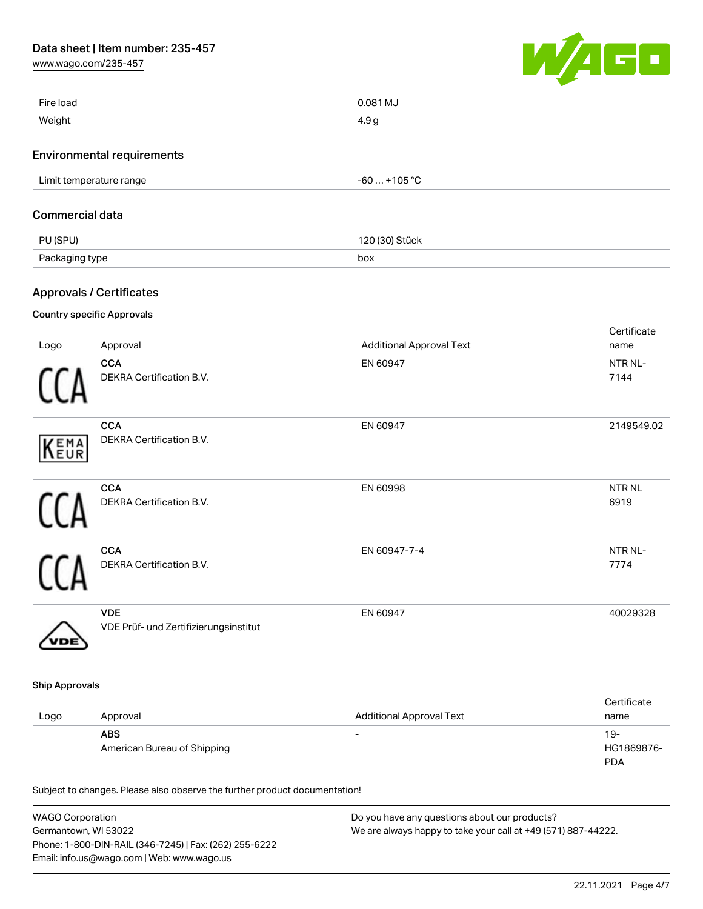| | |
|---|---|
| Fire load | 0.081 MJ |
| Weight | 4.9 g |

## Environmental requirements

| | |
|---|---|
| Limit temperature range | -60 … +105 °C |

## Commercial data

| | |
|---|---|
| PU (SPU) | 120 (30) Stück |
| Packaging type | box |

## Approvals / Certificates

### Country specific Approvals

| Logo | Approval | Additional Approval Text | Certificate name |
|---|---|---|---|
| | **CCA**<br>DEKRA Certification B.V. | EN 60947 | NTR NL-7144 |
| | **CCA**<br>DEKRA Certification B.V. | EN 60947 | 2149549.02 |
| | **CCA**<br>DEKRA Certification B.V. | EN 60998 | NTR NL 6919 |
| | **CCA**<br>DEKRA Certification B.V. | EN 60947-7-4 | NTR NL-7774 |
| | **VDE**<br>VDE Prüf- und Zertifizierungsinstitut | EN 60947 | 40029328 |

### Ship Approvals

| Logo | Approval | Additional Approval Text | Certificate name |
|---|---|---|---|
| | **ABS**<br>American Bureau of Shipping | - | 19-HG1869876-PDA |

Subject to changes. Please also observe the further product documentation!

WAGO Corporation
Germantown, WI 53022
Phone: 1-800-DIN-RAIL (346-7245) | Fax: (262) 255-6222
Email: info.us@wago.com | Web: www.wago.us

Do you have any questions about our products?
We are always happy to take your call at +49 (571) 887-44222.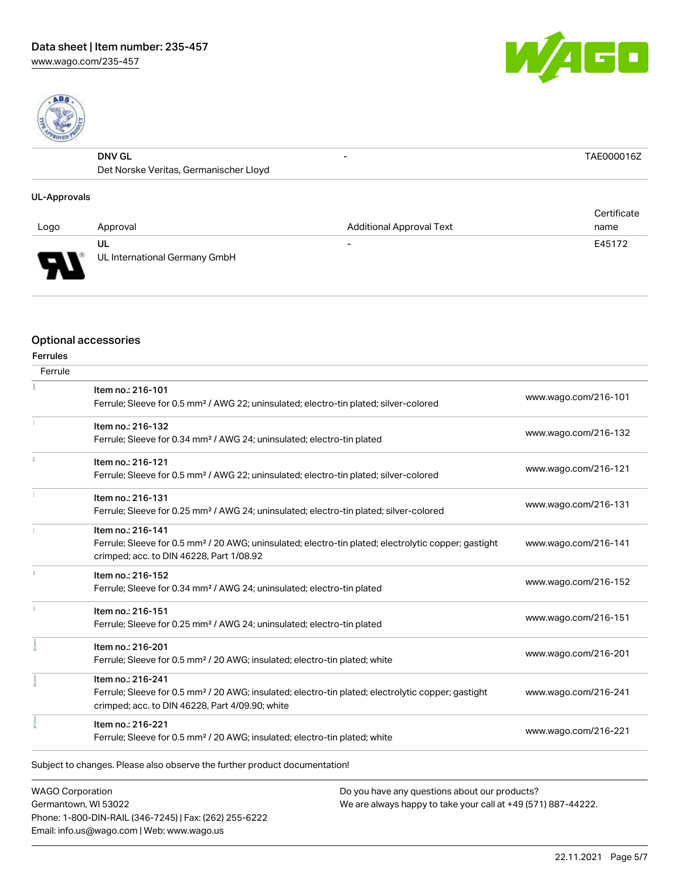| | Approval | Additional Approval Text | Certificate name |
|---|---|---|---|
| | DNV GL<br>Det Norske Veritas, Germanischer Lloyd | - | TAE000016Z |

**UL-Approvals**

| Logo | Approval | Additional Approval Text | Certificate name |
|---|---|---|---|
| | UL<br>UL International Germany GmbH | - | E45172 |

## Optional accessories

**Ferrules**

| Ferrule | | |
|---|---|---|
| | Item no.: 216-101<br>Ferrule; Sleeve for 0.5 mm² / AWG 22; uninsulated; electro-tin plated; silver-colored | www.wago.com/216-101 |
| | Item no.: 216-132<br>Ferrule; Sleeve for 0.34 mm² / AWG 24; uninsulated; electro-tin plated | www.wago.com/216-132 |
| | Item no.: 216-121<br>Ferrule; Sleeve for 0.5 mm² / AWG 22; uninsulated; electro-tin plated; silver-colored | www.wago.com/216-121 |
| | Item no.: 216-131<br>Ferrule; Sleeve for 0.25 mm² / AWG 24; uninsulated; electro-tin plated; silver-colored | www.wago.com/216-131 |
| | Item no.: 216-141<br>Ferrule; Sleeve for 0.5 mm² / 20 AWG; uninsulated; electro-tin plated; electrolytic copper; gastight crimped; acc. to DIN 46228, Part 1/08.92 | www.wago.com/216-141 |
| | Item no.: 216-152<br>Ferrule; Sleeve for 0.34 mm² / AWG 24; uninsulated; electro-tin plated | www.wago.com/216-152 |
| | Item no.: 216-151<br>Ferrule; Sleeve for 0.25 mm² / AWG 24; uninsulated; electro-tin plated | www.wago.com/216-151 |
| | Item no.: 216-201<br>Ferrule; Sleeve for 0.5 mm² / 20 AWG; insulated; electro-tin plated; white | www.wago.com/216-201 |
| | Item no.: 216-241<br>Ferrule; Sleeve for 0.5 mm² / 20 AWG; insulated; electro-tin plated; electrolytic copper; gastight crimped; acc. to DIN 46228, Part 4/09.90; white | www.wago.com/216-241 |
| | Item no.: 216-221<br>Ferrule; Sleeve for 0.5 mm² / 20 AWG; insulated; electro-tin plated; white | www.wago.com/216-221 |

Subject to changes. Please also observe the further product documentation!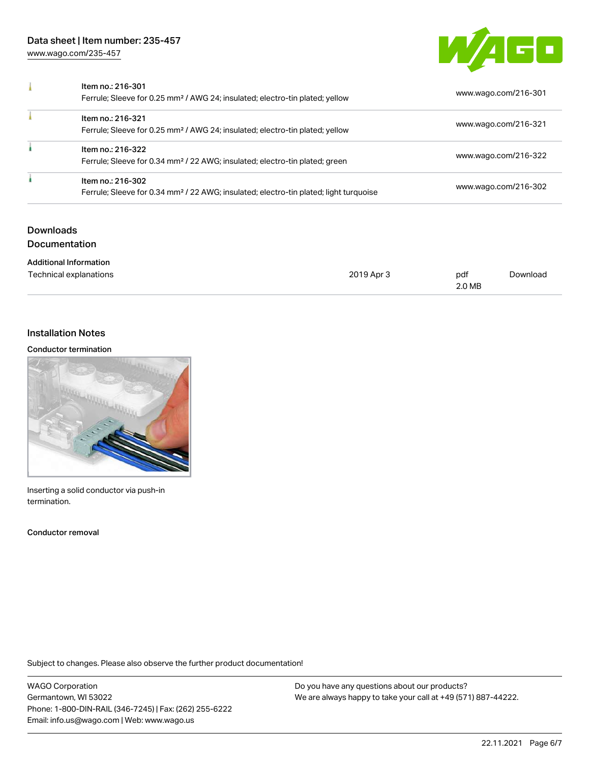| | | |
|---|---|---|
| | Item no.: 216-301<br>Ferrule; Sleeve for 0.25 mm² / AWG 24; insulated; electro-tin plated; yellow | www.wago.com/216-301 |
| | Item no.: 216-321<br>Ferrule; Sleeve for 0.25 mm² / AWG 24; insulated; electro-tin plated; yellow | www.wago.com/216-321 |
| | Item no.: 216-322<br>Ferrule; Sleeve for 0.34 mm² / 22 AWG; insulated; electro-tin plated; green | www.wago.com/216-322 |
| | Item no.: 216-302<br>Ferrule; Sleeve for 0.34 mm² / 22 AWG; insulated; electro-tin plated; light turquoise | www.wago.com/216-302 |

## Downloads

### Documentation

**Additional Information**

| | | | |
|---|---|---|---|
| Technical explanations | 2019 Apr 3 | pdf<br>2.0 MB | Download |

## Installation Notes

**Conductor termination**

Inserting a solid conductor via push-in termination.

**Conductor removal**

Subject to changes. Please also observe the further product documentation!

WAGO Corporation
Germantown, WI 53022
Phone: 1-800-DIN-RAIL (346-7245) | Fax: (262) 255-6222
Email: info.us@wago.com | Web: www.wago.us

Do you have any questions about our products?
We are always happy to take your call at +49 (571) 887-44222.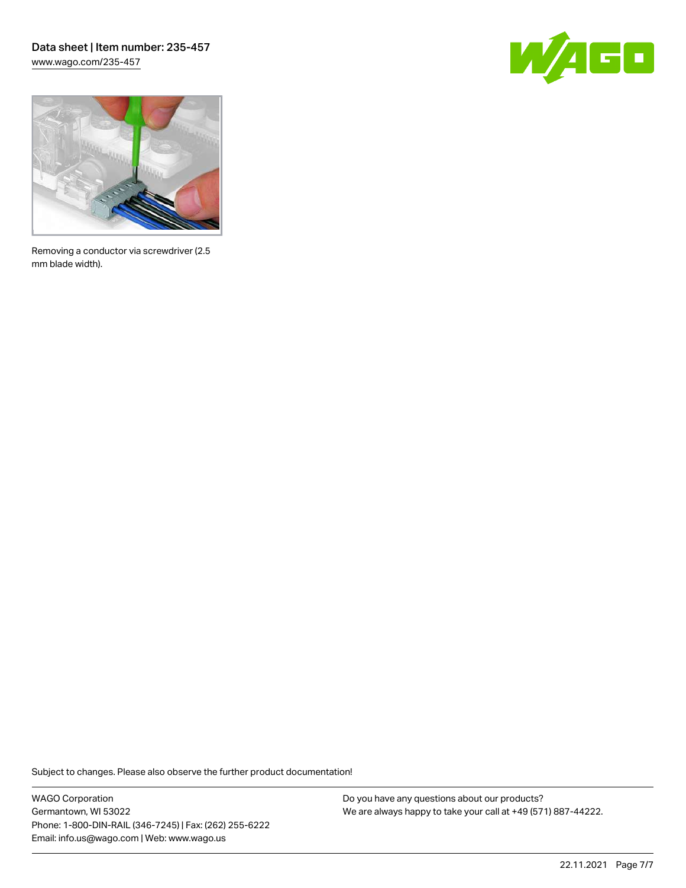Removing a conductor via screwdriver (2.5 mm blade width).

Subject to changes. Please also observe the further product documentation!

WAGO Corporation
Germantown, WI 53022
Phone: 1-800-DIN-RAIL (346-7245) | Fax: (262) 255-6222
Email: info.us@wago.com | Web: www.wago.us

Do you have any questions about our products?
We are always happy to take your call at +49 (571) 887-44222.